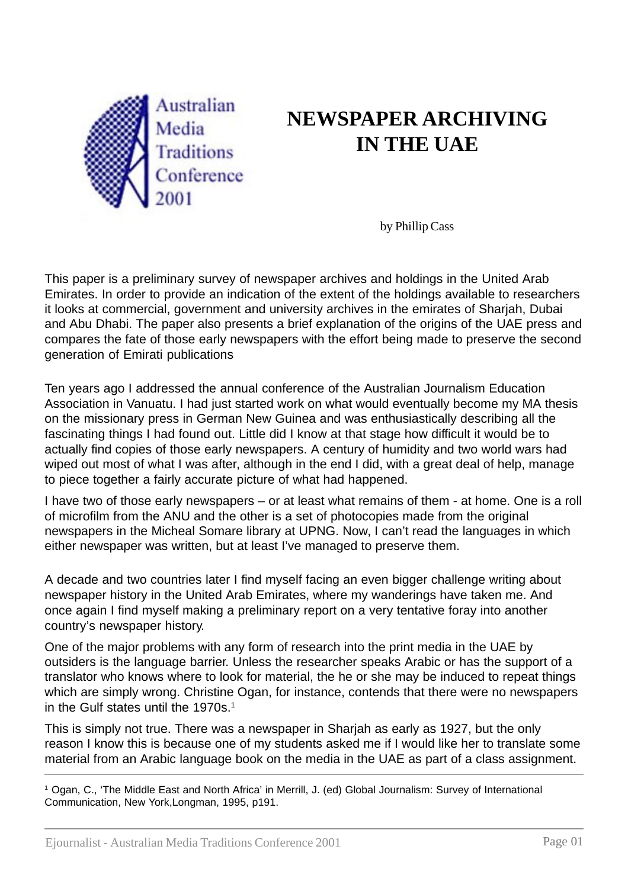# NEWSPAPER ARCHIVING IN THE UAE

by Phillip Cass

This paper is a preliminary survey of newspaper archives and holdings in the United Arab Emirates. In order to provide an indication of the extent of the holdings available to researchers it looks at commercial, government and university archives in the emirates of Sharjah, Dubai and Abu Dhabi. The paper also presents a brief explanation of the origins of the UAE press and compares the fate of those early newspapers with the effort being made to preserve the second generation of Emirati publications

Ten years ago I addressed the annual conference of the Australian Journalism Education Association in Vanuatu. I had just started work on what would eventually become my MA thesis on the missionary press in German New Guinea and was enthusiastically describing all the fascinating things I had found out. Little did I know at that stage how difficult it would be to actually find copies of those early newspapers. A century of humidity and two world wars had wiped out most of what I was after, although in the end I did, with a great deal of help, manage to piece together a fairly accurate picture of what had happened.

I have two of those early newspapers – or at least what remains of them - at home. One is a roll of microfilm from the ANU and the other is a set of photocopies made from the original newspapers in the Micheal Somare library at UPNG. Now, I can't read the languages in which either newspaper was written, but at least I've managed to preserve them.

A decade and two countries later I find myself facing an even bigger challenge writing about newspaper history in the United Arab Emirates, where my wanderings have taken me. And once again I find myself making a preliminary report on a very tentative foray into another country's newspaper history.

One of the major problems with any form of research into the print media in the UAE by outsiders is the language barrier. Unless the researcher speaks Arabic or has the support of a translator who knows where to look for material, the he or she may be induced to repeat things which are simply wrong. Christine Ogan, for instance, contends that there were no newspapers in the Gulf states until the 1970s.[1]

This is simply not true. There was a newspaper in Sharjah as early as 1927, but the only reason I know this is because one of my students asked me if I would like her to translate some material from an Arabic language book on the media in the UAE as part of a class assignment.

[1] Ogan, C., 'The Middle East and North Africa' in Merrill, J. (ed) Global Journalism: Survey of International Communication, New York,Longman, 1995, p191.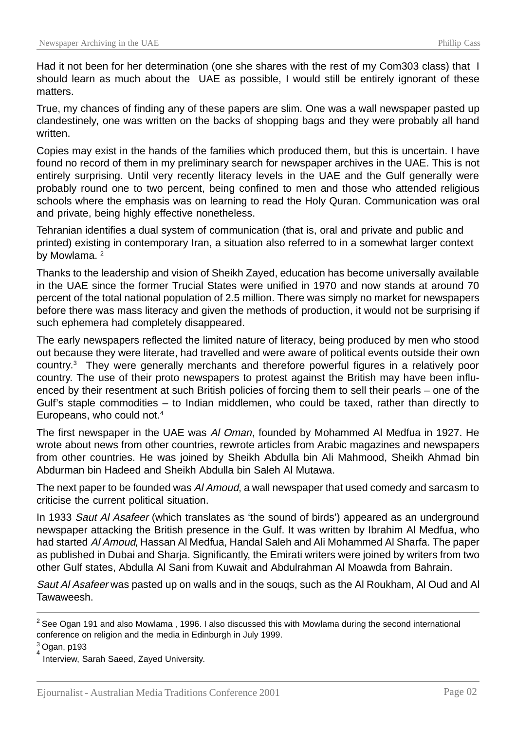Had it not been for her determination (one she shares with the rest of my Com303 class) that I should learn as much about the UAE as possible, I would still be entirely ignorant of these matters.

True, my chances of finding any of these papers are slim. One was a wall newspaper pasted up clandestinely, one was written on the backs of shopping bags and they were probably all hand written.

Copies may exist in the hands of the families which produced them, but this is uncertain. I have found no record of them in my preliminary search for newspaper archives in the UAE. This is not entirely surprising. Until very recently literacy levels in the UAE and the Gulf generally were probably round one to two percent, being confined to men and those who attended religious schools where the emphasis was on learning to read the Holy Quran. Communication was oral and private, being highly effective nonetheless.

Tehranian identifies a dual system of communication (that is, oral and private and public and printed) existing in contemporary Iran, a situation also referred to in a somewhat larger context by Mowlama. [2]

Thanks to the leadership and vision of Sheikh Zayed, education has become universally available in the UAE since the former Trucial States were unified in 1970 and now stands at around 70 percent of the total national population of 2.5 million. There was simply no market for newspapers before there was mass literacy and given the methods of production, it would not be surprising if such ephemera had completely disappeared.

The early newspapers reflected the limited nature of literacy, being produced by men who stood out because they were literate, had travelled and were aware of political events outside their own country.[3] They were generally merchants and therefore powerful figures in a relatively poor country. The use of their proto newspapers to protest against the British may have been influenced by their resentment at such British policies of forcing them to sell their pearls – one of the Gulf's staple commodities – to Indian middlemen, who could be taxed, rather than directly to Europeans, who could not.[4]

The first newspaper in the UAE was *Al Oman*, founded by Mohammed Al Medfua in 1927. He wrote about news from other countries, rewrote articles from Arabic magazines and newspapers from other countries. He was joined by Sheikh Abdulla bin Ali Mahmood, Sheikh Ahmad bin Abdurman bin Hadeed and Sheikh Abdulla bin Saleh Al Mutawa.

The next paper to be founded was *Al Amoud*, a wall newspaper that used comedy and sarcasm to criticise the current political situation.

In 1933 *Saut Al Asafeer* (which translates as 'the sound of birds') appeared as an underground newspaper attacking the British presence in the Gulf. It was written by Ibrahim Al Medfua, who had started *Al Amoud*, Hassan Al Medfua, Handal Saleh and Ali Mohammed Al Sharfa. The paper as published in Dubai and Sharja. Significantly, the Emirati writers were joined by writers from two other Gulf states, Abdulla Al Sani from Kuwait and Abdulrahman Al Moawda from Bahrain.

*Saut Al Asafeer* was pasted up on walls and in the souqs, such as the Al Roukham, Al Oud and Al Tawaweesh.

---

[2] See Ogan 191 and also Mowlama , 1996. I also discussed this with Mowlama during the second international conference on religion and the media in Edinburgh in July 1999.

[3] Ogan, p193

[4] Interview, Sarah Saeed, Zayed University.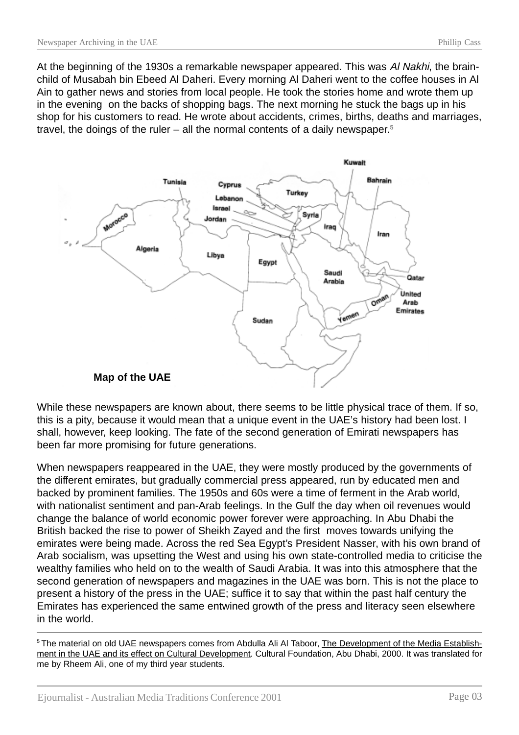At the beginning of the 1930s a remarkable newspaper appeared. This was *Al Nakhi*, the brain-child of Musabah bin Ebeed Al Daheri. Every morning Al Daheri went to the coffee houses in Al Ain to gather news and stories from local people. He took the stories home and wrote them up in the evening on the backs of shopping bags. The next morning he stuck the bags up in his shop for his customers to read. He wrote about accidents, crimes, births, deaths and marriages, travel, the doings of the ruler – all the normal contents of a daily newspaper.[5]

**Map of the UAE**

While these newspapers are known about, there seems to be little physical trace of them. If so, this is a pity, because it would mean that a unique event in the UAE's history had been lost. I shall, however, keep looking. The fate of the second generation of Emirati newspapers has been far more promising for future generations.

When newspapers reappeared in the UAE, they were mostly produced by the governments of the different emirates, but gradually commercial press appeared, run by educated men and backed by prominent families. The 1950s and 60s were a time of ferment in the Arab world, with nationalist sentiment and pan-Arab feelings. In the Gulf the day when oil revenues would change the balance of world economic power forever were approaching. In Abu Dhabi the British backed the rise to power of Sheikh Zayed and the first moves towards unifying the emirates were being made. Across the red Sea Egypt's President Nasser, with his own brand of Arab socialism, was upsetting the West and using his own state-controlled media to criticise the wealthy families who held on to the wealth of Saudi Arabia. It was into this atmosphere that the second generation of newspapers and magazines in the UAE was born. This is not the place to present a history of the press in the UAE; suffice it to say that within the past half century the Emirates has experienced the same entwined growth of the press and literacy seen elsewhere in the world.

---

[5] The material on old UAE newspapers comes from Abdulla Ali Al Taboor, The Development of the Media Establishment in the UAE and its effect on Cultural Development. Cultural Foundation, Abu Dhabi, 2000. It was translated for me by Rheem Ali, one of my third year students.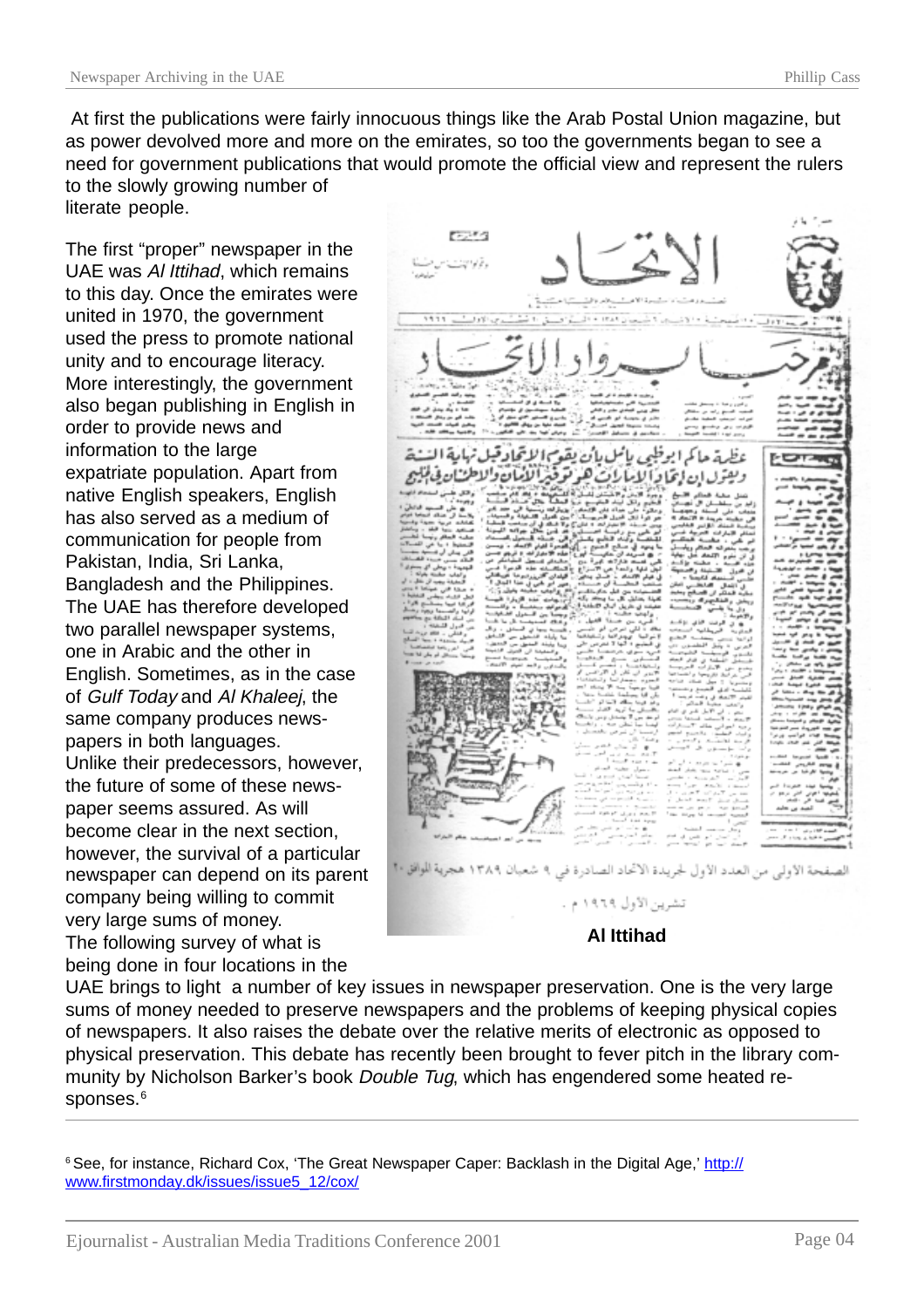At first the publications were fairly innocuous things like the Arab Postal Union magazine, but as power devolved more and more on the emirates, so too the governments began to see a need for government publications that would promote the official view and represent the rulers to the slowly growing number of literate people.

The first "proper" newspaper in the UAE was *Al Ittihad*, which remains to this day. Once the emirates were united in 1970, the government used the press to promote national unity and to encourage literacy. More interestingly, the government also began publishing in English in order to provide news and information to the large expatriate population. Apart from native English speakers, English has also served as a medium of communication for people from Pakistan, India, Sri Lanka, Bangladesh and the Philippines. The UAE has therefore developed two parallel newspaper systems, one in Arabic and the other in English. Sometimes, as in the case of *Gulf Today* and *Al Khaleej*, the same company produces newspapers in both languages. Unlike their predecessors, however, the future of some of these newspaper seems assured. As will become clear in the next section, however, the survival of a particular newspaper can depend on its parent company being willing to commit very large sums of money. The following survey of what is being done in four locations in the UAE brings to light a number of key issues in newspaper preservation. One is the very large sums of money needed to preserve newspapers and the problems of keeping physical copies of newspapers. It also raises the debate over the relative merits of electronic as opposed to physical preservation. This debate has recently been brought to fever pitch in the library community by Nicholson Barker's book *Double Tug*, which has engendered some heated responses.[6]

الصفحة الأولى من العدد الأول لجريدة الاتحاد الصادرة في ٩ شعبان ١٣٨٩ هجرية الموافق ٢٠ تشرين الأول ١٩٦٩ م .

**Al Ittihad**

---

[6] See, for instance, Richard Cox, 'The Great Newspaper Caper: Backlash in the Digital Age,' http://www.firstmonday.dk/issues/issue5_12/cox/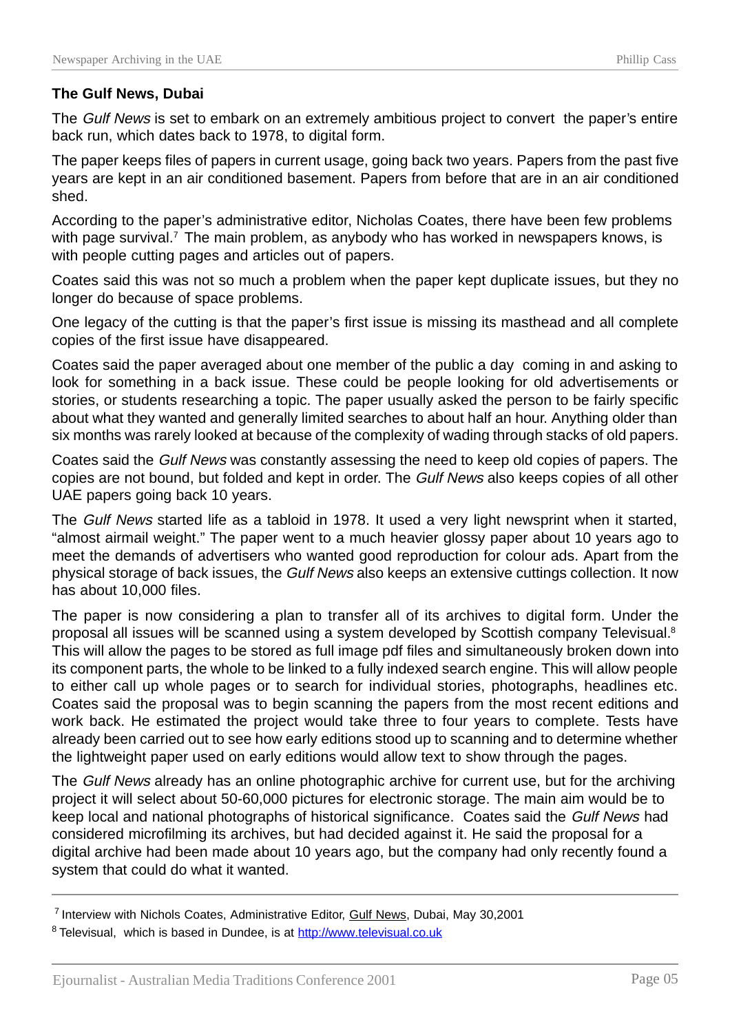**The Gulf News, Dubai**

The *Gulf News* is set to embark on an extremely ambitious project to convert the paper's entire back run, which dates back to 1978, to digital form.

The paper keeps files of papers in current usage, going back two years. Papers from the past five years are kept in an air conditioned basement. Papers from before that are in an air conditioned shed.

According to the paper's administrative editor, Nicholas Coates, there have been few problems with page survival.[7] The main problem, as anybody who has worked in newspapers knows, is with people cutting pages and articles out of papers.

Coates said this was not so much a problem when the paper kept duplicate issues, but they no longer do because of space problems.

One legacy of the cutting is that the paper's first issue is missing its masthead and all complete copies of the first issue have disappeared.

Coates said the paper averaged about one member of the public a day coming in and asking to look for something in a back issue. These could be people looking for old advertisements or stories, or students researching a topic. The paper usually asked the person to be fairly specific about what they wanted and generally limited searches to about half an hour. Anything older than six months was rarely looked at because of the complexity of wading through stacks of old papers.

Coates said the *Gulf News* was constantly assessing the need to keep old copies of papers. The copies are not bound, but folded and kept in order. The *Gulf News* also keeps copies of all other UAE papers going back 10 years.

The *Gulf News* started life as a tabloid in 1978. It used a very light newsprint when it started, "almost airmail weight." The paper went to a much heavier glossy paper about 10 years ago to meet the demands of advertisers who wanted good reproduction for colour ads. Apart from the physical storage of back issues, the *Gulf News* also keeps an extensive cuttings collection. It now has about 10,000 files.

The paper is now considering a plan to transfer all of its archives to digital form. Under the proposal all issues will be scanned using a system developed by Scottish company Televisual.[8] This will allow the pages to be stored as full image pdf files and simultaneously broken down into its component parts, the whole to be linked to a fully indexed search engine. This will allow people to either call up whole pages or to search for individual stories, photographs, headlines etc. Coates said the proposal was to begin scanning the papers from the most recent editions and work back. He estimated the project would take three to four years to complete. Tests have already been carried out to see how early editions stood up to scanning and to determine whether the lightweight paper used on early editions would allow text to show through the pages.

The *Gulf News* already has an online photographic archive for current use, but for the archiving project it will select about 50-60,000 pictures for electronic storage. The main aim would be to keep local and national photographs of historical significance. Coates said the *Gulf News* had considered microfilming its archives, but had decided against it. He said the proposal for a digital archive had been made about 10 years ago, but the company had only recently found a system that could do what it wanted.

---

[7] Interview with Nichols Coates, Administrative Editor, Gulf News, Dubai, May 30,2001

[8] Televisual, which is based in Dundee, is at http://www.televisual.co.uk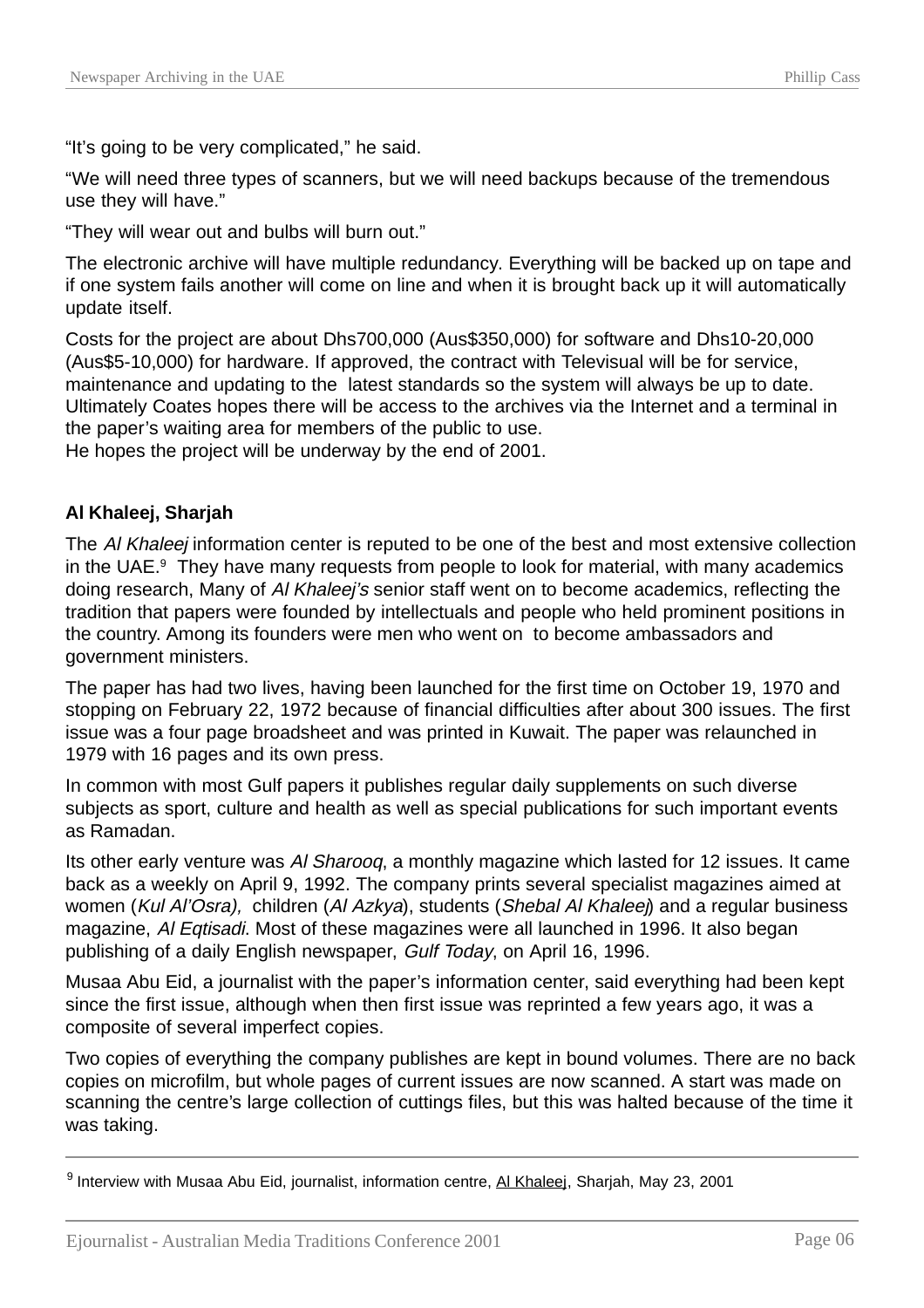“It’s going to be very complicated,” he said.

“We will need three types of scanners, but we will need backups because of the tremendous use they will have.”

“They will wear out and bulbs will burn out.”

The electronic archive will have multiple redundancy. Everything will be backed up on tape and if one system fails another will come on line and when it is brought back up it will automatically update itself.

Costs for the project are about Dhs700,000 (Aus$350,000) for software and Dhs10-20,000 (Aus$5-10,000) for hardware. If approved, the contract with Televisual will be for service, maintenance and updating to the latest standards so the system will always be up to date. Ultimately Coates hopes there will be access to the archives via the Internet and a terminal in the paper’s waiting area for members of the public to use.
He hopes the project will be underway by the end of 2001.

**Al Khaleej, Sharjah**

The *Al Khaleej* information center is reputed to be one of the best and most extensive collection in the UAE.[9] They have many requests from people to look for material, with many academics doing research, Many of *Al Khaleej’s* senior staff went on to become academics, reflecting the tradition that papers were founded by intellectuals and people who held prominent positions in the country. Among its founders were men who went on to become ambassadors and government ministers.

The paper has had two lives, having been launched for the first time on October 19, 1970 and stopping on February 22, 1972 because of financial difficulties after about 300 issues. The first issue was a four page broadsheet and was printed in Kuwait. The paper was relaunched in 1979 with 16 pages and its own press.

In common with most Gulf papers it publishes regular daily supplements on such diverse subjects as sport, culture and health as well as special publications for such important events as Ramadan.

Its other early venture was *Al Sharooq*, a monthly magazine which lasted for 12 issues. It came back as a weekly on April 9, 1992. The company prints several specialist magazines aimed at women (*Kul Al’Osra),* children (*Al Azkya*), students (*Shebal Al Khaleej*) and a regular business magazine, *Al Eqtisadi*. Most of these magazines were all launched in 1996. It also began publishing of a daily English newspaper, *Gulf Today*, on April 16, 1996.

Musaa Abu Eid, a journalist with the paper’s information center, said everything had been kept since the first issue, although when then first issue was reprinted a few years ago, it was a composite of several imperfect copies.

Two copies of everything the company publishes are kept in bound volumes. There are no back copies on microfilm, but whole pages of current issues are now scanned. A start was made on scanning the centre’s large collection of cuttings files, but this was halted because of the time it was taking.

---

[9] Interview with Musaa Abu Eid, journalist, information centre, Al Khaleej, Sharjah, May 23, 2001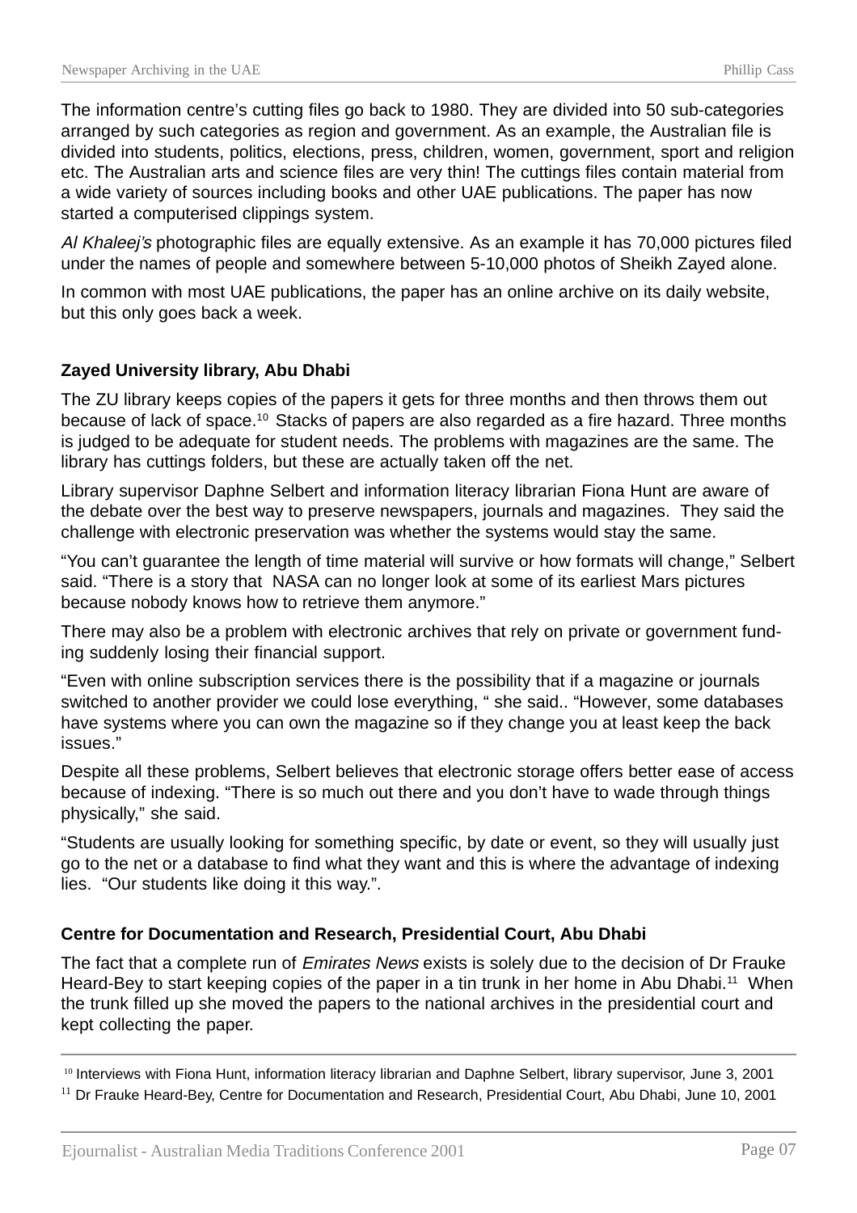The information centre's cutting files go back to 1980. They are divided into 50 sub-categories arranged by such categories as region and government. As an example, the Australian file is divided into students, politics, elections, press, children, women, government, sport and religion etc. The Australian arts and science files are very thin! The cuttings files contain material from a wide variety of sources including books and other UAE publications. The paper has now started a computerised clippings system.

*Al Khaleej's* photographic files are equally extensive. As an example it has 70,000 pictures filed under the names of people and somewhere between 5-10,000 photos of Sheikh Zayed alone.

In common with most UAE publications, the paper has an online archive on its daily website, but this only goes back a week.

**Zayed University library, Abu Dhabi**

The ZU library keeps copies of the papers it gets for three months and then throws them out because of lack of space.[10] Stacks of papers are also regarded as a fire hazard. Three months is judged to be adequate for student needs. The problems with magazines are the same. The library has cuttings folders, but these are actually taken off the net.

Library supervisor Daphne Selbert and information literacy librarian Fiona Hunt are aware of the debate over the best way to preserve newspapers, journals and magazines. They said the challenge with electronic preservation was whether the systems would stay the same.

"You can't guarantee the length of time material will survive or how formats will change," Selbert said. "There is a story that NASA can no longer look at some of its earliest Mars pictures because nobody knows how to retrieve them anymore."

There may also be a problem with electronic archives that rely on private or government funding suddenly losing their financial support.

"Even with online subscription services there is the possibility that if a magazine or journals switched to another provider we could lose everything, " she said.. "However, some databases have systems where you can own the magazine so if they change you at least keep the back issues."

Despite all these problems, Selbert believes that electronic storage offers better ease of access because of indexing. "There is so much out there and you don't have to wade through things physically," she said.

"Students are usually looking for something specific, by date or event, so they will usually just go to the net or a database to find what they want and this is where the advantage of indexing lies. "Our students like doing it this way.".

**Centre for Documentation and Research, Presidential Court, Abu Dhabi**

The fact that a complete run of *Emirates News* exists is solely due to the decision of Dr Frauke Heard-Bey to start keeping copies of the paper in a tin trunk in her home in Abu Dhabi.[11] When the trunk filled up she moved the papers to the national archives in the presidential court and kept collecting the paper.

---

[10] Interviews with Fiona Hunt, information literacy librarian and Daphne Selbert, library supervisor, June 3, 2001

[11] Dr Frauke Heard-Bey, Centre for Documentation and Research, Presidential Court, Abu Dhabi, June 10, 2001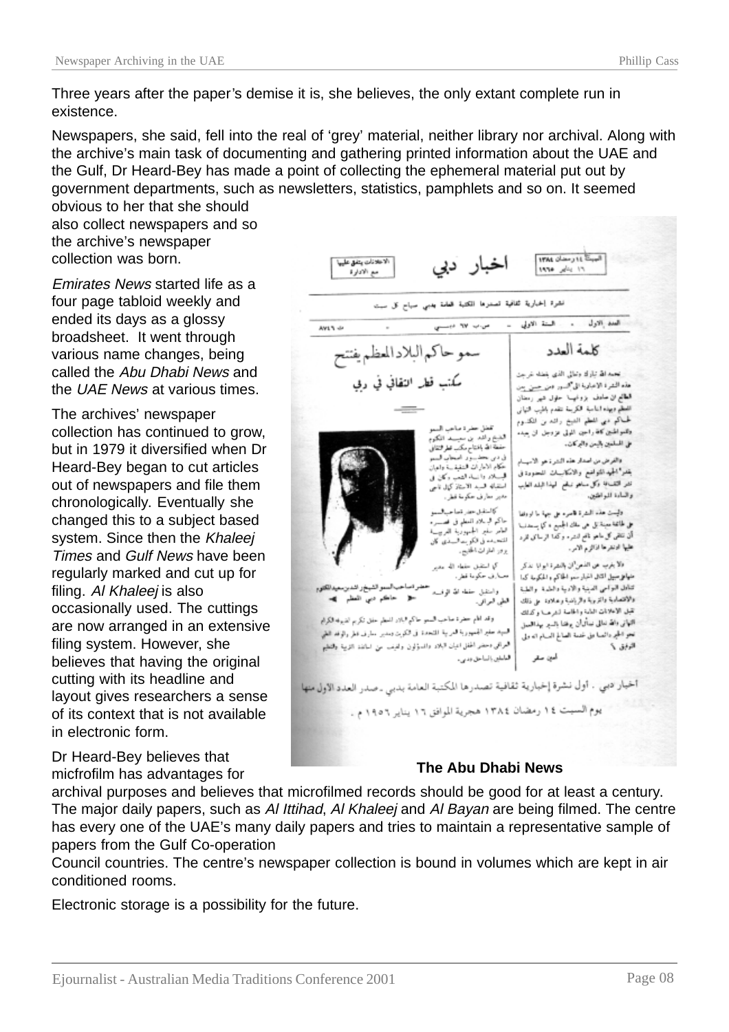Three years after the paper's demise it is, she believes, the only extant complete run in existence.

Newspapers, she said, fell into the real of 'grey' material, neither library nor archival. Along with the archive's main task of documenting and gathering printed information about the UAE and the Gulf, Dr Heard-Bey has made a point of collecting the ephemeral material put out by government departments, such as newsletters, statistics, pamphlets and so on. It seemed obvious to her that she should also collect newspapers and so the archive's newspaper collection was born.

*Emirates News* started life as a four page tabloid weekly and ended its days as a glossy broadsheet. It went through various name changes, being called the *Abu Dhabi News* and the *UAE News* at various times.

The archives' newspaper collection has continued to grow, but in 1979 it diversified when Dr Heard-Bey began to cut articles out of newspapers and file them chronologically. Eventually she changed this to a subject based system. Since then the *Khaleej Times* and *Gulf News* have been regularly marked and cut up for filing. *Al Khaleej* is also occasionally used. The cuttings are now arranged in an extensive filing system. However, she believes that having the original cutting with its headline and layout gives researchers a sense of its context that is not available in electronic form.

**The Abu Dhabi News**

Dr Heard-Bey believes that micfrofilm has advantages for archival purposes and believes that microfilmed records should be good for at least a century. The major daily papers, such as *Al Ittihad*, *Al Khaleej* and *Al Bayan* are being filmed. The centre has every one of the UAE's many daily papers and tries to maintain a representative sample of papers from the Gulf Co-operation Council countries. The centre's newspaper collection is bound in volumes which are kept in air conditioned rooms.

Electronic storage is a possibility for the future.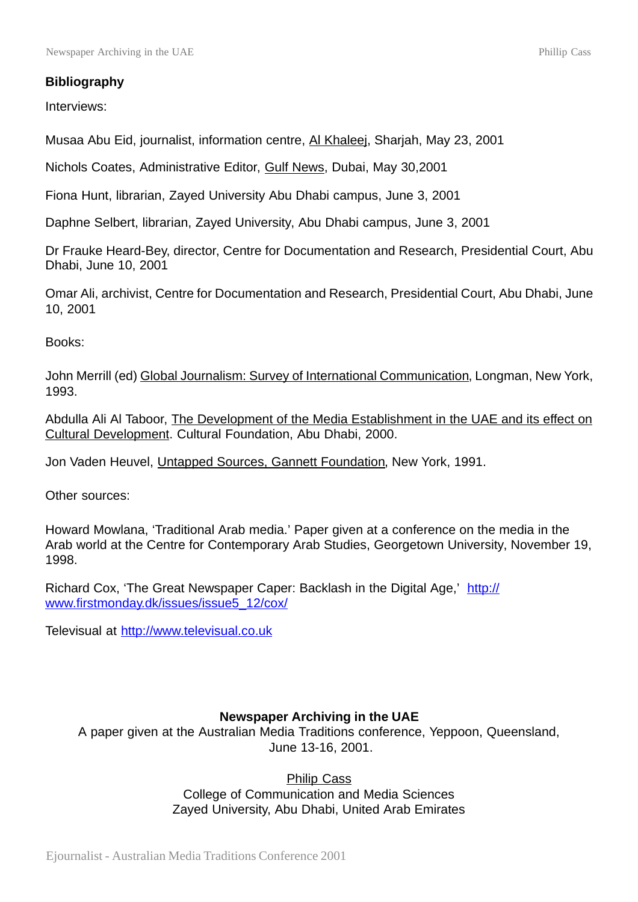## Bibliography

Interviews:

Musaa Abu Eid, journalist, information centre, Al Khaleej, Sharjah, May 23, 2001

Nichols Coates, Administrative Editor, Gulf News, Dubai, May 30,2001

Fiona Hunt, librarian, Zayed University Abu Dhabi campus, June 3, 2001

Daphne Selbert, librarian, Zayed University, Abu Dhabi campus, June 3, 2001

Dr Frauke Heard-Bey, director, Centre for Documentation and Research, Presidential Court, Abu Dhabi, June 10, 2001

Omar Ali, archivist, Centre for Documentation and Research, Presidential Court, Abu Dhabi, June 10, 2001

Books:

John Merrill (ed) Global Journalism: Survey of International Communication, Longman, New York, 1993.

Abdulla Ali Al Taboor, The Development of the Media Establishment in the UAE and its effect on Cultural Development. Cultural Foundation, Abu Dhabi, 2000.

Jon Vaden Heuvel, Untapped Sources, Gannett Foundation, New York, 1991.

Other sources:

Howard Mowlana, 'Traditional Arab media.' Paper given at a conference on the media in the Arab world at the Centre for Contemporary Arab Studies, Georgetown University, November 19, 1998.

Richard Cox, 'The Great Newspaper Caper: Backlash in the Digital Age,' http://www.firstmonday.dk/issues/issue5_12/cox/

Televisual at http://www.televisual.co.uk

**Newspaper Archiving in the UAE**

A paper given at the Australian Media Traditions conference, Yeppoon, Queensland, June 13-16, 2001.

Philip Cass
College of Communication and Media Sciences
Zayed University, Abu Dhabi, United Arab Emirates